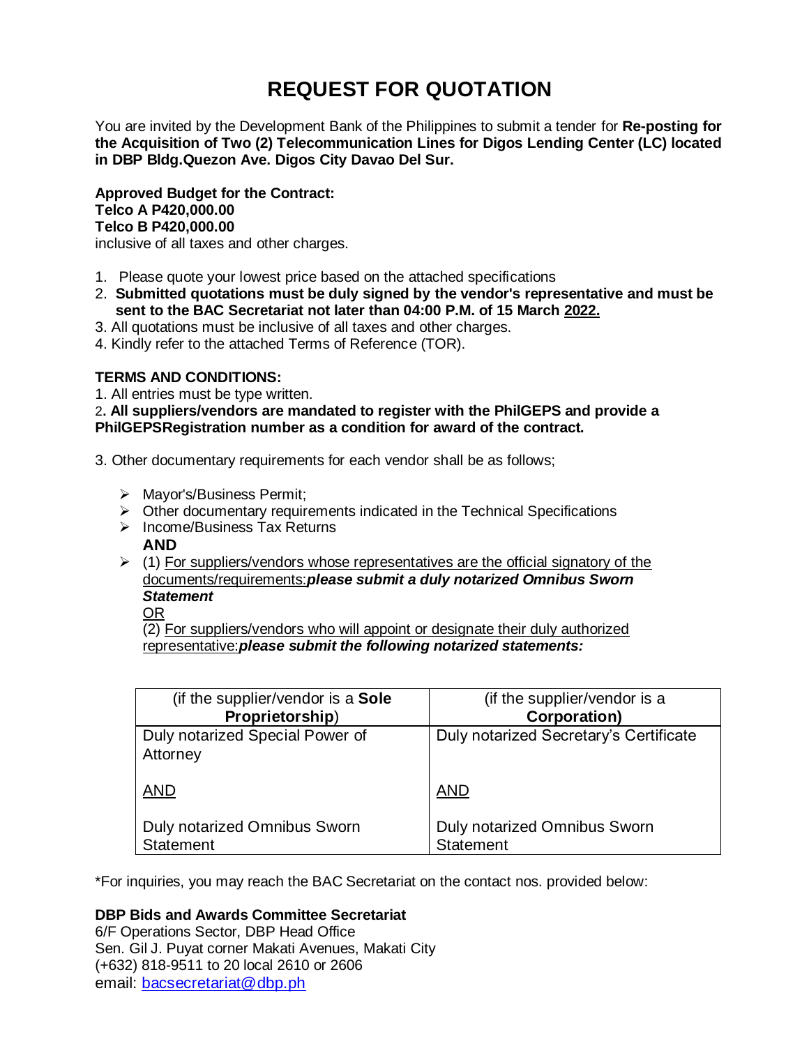# REQUEST FOR QUOTATION

You are invited by the Development Bank of the Philippines to submit a tender for **Re-posting for the Acquisition of Two (2) Telecommunication Lines for Digos Lending Center (LC) located in DBP Bldg.Quezon Ave. Digos City Davao Del Sur.**

**Approved Budget for the Contract:**
**Telco A P420,000.00**
**Telco B P420,000.00**
inclusive of all taxes and other charges.

1. Please quote your lowest price based on the attached specifications
2. **Submitted quotations must be duly signed by the vendor's representative and must be sent to the BAC Secretariat not later than 04:00 P.M. of 15 March 2022.**
3. All quotations must be inclusive of all taxes and other charges.
4. Kindly refer to the attached Terms of Reference (TOR).

**TERMS AND CONDITIONS:**

1. All entries must be type written.
2. **All suppliers/vendors are mandated to register with the PhilGEPS and provide a PhilGEPSRegistration number as a condition for award of the contract.**
3. Other documentary requirements for each vendor shall be as follows;

- Mayor's/Business Permit;
- Other documentary requirements indicated in the Technical Specifications
- Income/Business Tax Returns

  **AND**
- (1) For suppliers/vendors whose representatives are the official signatory of the documents/requirements:***please submit a duly notarized Omnibus Sworn Statement***

  OR

  (2) For suppliers/vendors who will appoint or designate their duly authorized representative:***please submit the following notarized statements:***

| (if the supplier/vendor is a **Sole Proprietorship**) | (if the supplier/vendor is a **Corporation)** |
|---|---|
| Duly notarized Special Power of Attorney<br><br>AND<br><br>Duly notarized Omnibus Sworn Statement | Duly notarized Secretary's Certificate<br><br>AND<br><br>Duly notarized Omnibus Sworn Statement |

*For inquiries, you may reach the BAC Secretariat on the contact nos. provided below:

**DBP Bids and Awards Committee Secretariat**
6/F Operations Sector, DBP Head Office
Sen. Gil J. Puyat corner Makati Avenues, Makati City
(+632) 818-9511 to 20 local 2610 or 2606
email: bacsecretariat@dbp.ph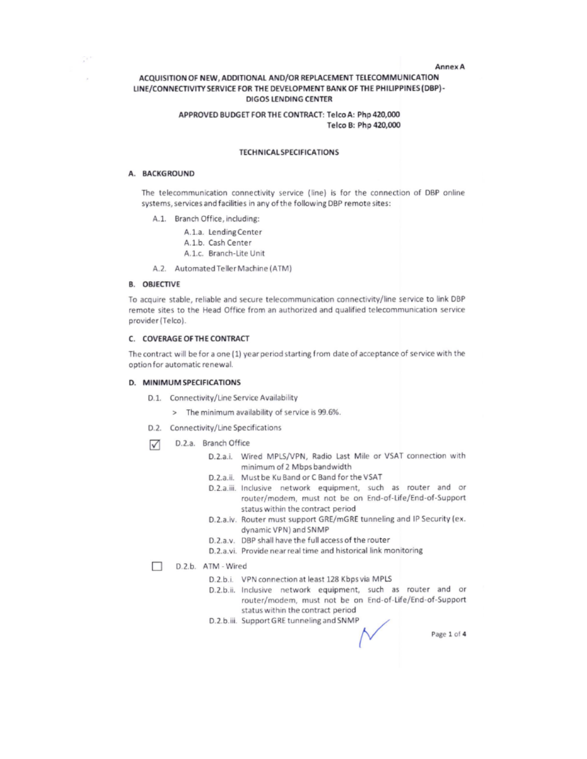Annex A

# ACQUISITION OF NEW, ADDITIONAL AND/OR REPLACEMENT TELECOMMUNICATION LINE/CONNECTIVITY SERVICE FOR THE DEVELOPMENT BANK OF THE PHILIPPINES (DBP)-DIGOS LENDING CENTER

**APPROVED BUDGET FOR THE CONTRACT: Telco A: Php 420,000**
**Telco B: Php 420,000**

## TECHNICAL SPECIFICATIONS

### A. BACKGROUND

The telecommunication connectivity service (line) is for the connection of DBP online systems, services and facilities in any of the following DBP remote sites:

- A.1. Branch Office, including:
  - A.1.a. Lending Center
  - A.1.b. Cash Center
  - A.1.c. Branch-Lite Unit
- A.2. Automated Teller Machine (ATM)

### B. OBJECTIVE

To acquire stable, reliable and secure telecommunication connectivity/line service to link DBP remote sites to the Head Office from an authorized and qualified telecommunication service provider (Telco).

### C. COVERAGE OF THE CONTRACT

The contract will be for a one (1) year period starting from date of acceptance of service with the option for automatic renewal.

### D. MINIMUM SPECIFICATIONS

- D.1. Connectivity/Line Service Availability
  - > The minimum availability of service is 99.6%.
- D.2. Connectivity/Line Specifications

☑ D.2.a. Branch Office

- D.2.a.i. Wired MPLS/VPN, Radio Last Mile or VSAT connection with minimum of 2 Mbps bandwidth
- D.2.a.ii. Must be Ku Band or C Band for the VSAT
- D.2.a.iii. Inclusive network equipment, such as router and or router/modem, must not be on End-of-Life/End-of-Support status within the contract period
- D.2.a.iv. Router must support GRE/mGRE tunneling and IP Security (ex. dynamic VPN) and SNMP
- D.2.a.v. DBP shall have the full access of the router
- D.2.a.vi. Provide near real time and historical link monitoring

☐ D.2.b. ATM - Wired

- D.2.b.i. VPN connection at least 128 Kbps via MPLS
- D.2.b.ii. Inclusive network equipment, such as router and or router/modem, must not be on End-of-Life/End-of-Support status within the contract period
- D.2.b.iii. Support GRE tunneling and SNMP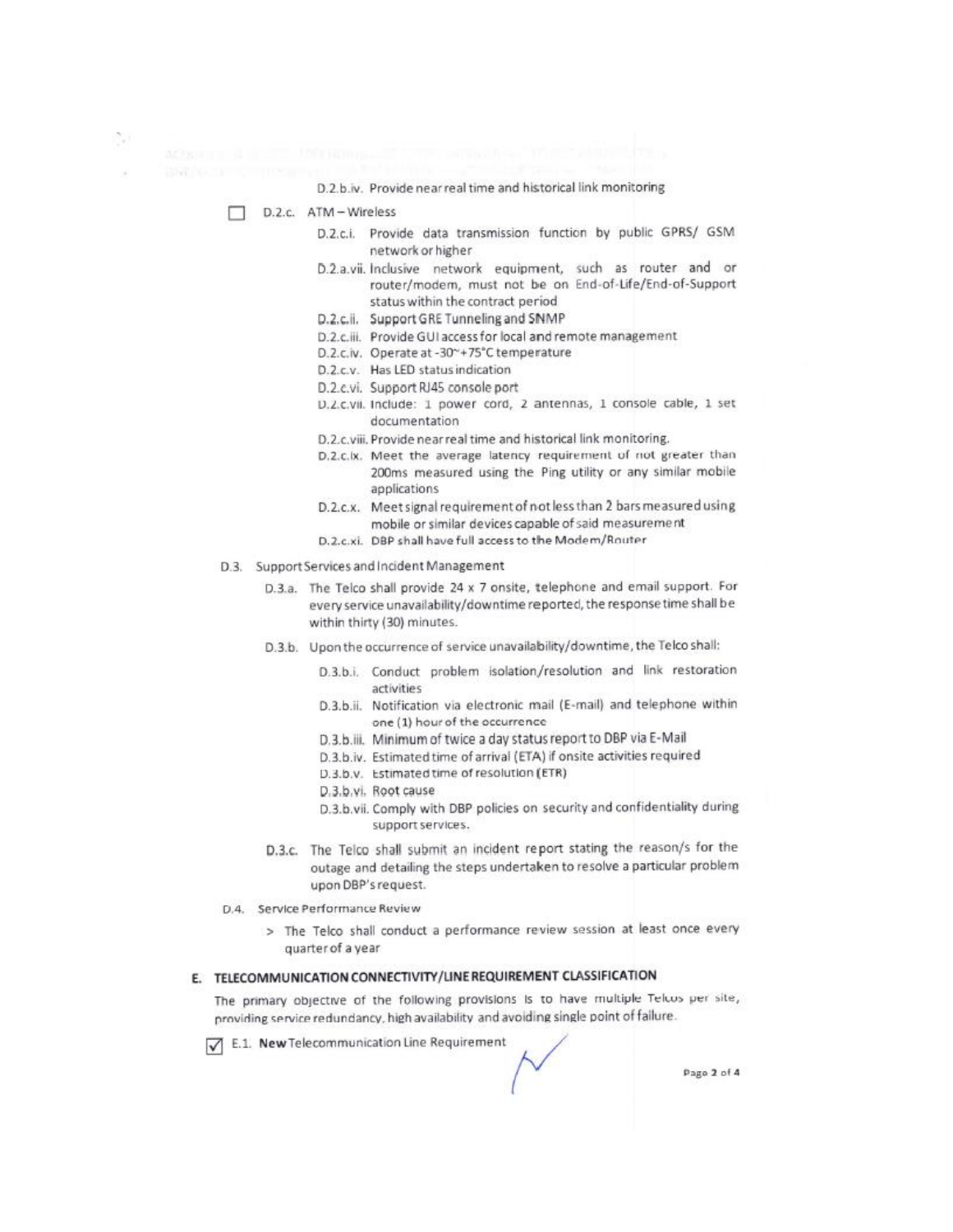D.2.b.iv. Provide near real time and historical link monitoring

☐ D.2.c. ATM – Wireless

- D.2.c.i. Provide data transmission function by public GPRS/ GSM network or higher
- D.2.a.vii. Inclusive network equipment, such as router and or router/modem, must not be on End-of-Life/End-of-Support status within the contract period
- D.2.c.ii. Support GRE Tunneling and SNMP
- D.2.c.iii. Provide GUI access for local and remote management
- D.2.c.iv. Operate at -30~+75°C temperature
- D.2.c.v. Has LED status indication
- D.2.c.vi. Support RJ45 console port
- D.2.c.vii. Include: 1 power cord, 2 antennas, 1 console cable, 1 set documentation
- D.2.c.viii. Provide near real time and historical link monitoring.
- D.2.c.ix. Meet the average latency requirement of not greater than 200ms measured using the Ping utility or any similar mobile applications
- D.2.c.x. Meet signal requirement of not less than 2 bars measured using mobile or similar devices capable of said measurement
- D.2.c.xi. DBP shall have full access to the Modem/Router

D.3. Support Services and Incident Management

D.3.a. The Telco shall provide 24 x 7 onsite, telephone and email support. For every service unavailability/downtime reported, the response time shall be within thirty (30) minutes.

D.3.b. Upon the occurrence of service unavailability/downtime, the Telco shall:

- D.3.b.i. Conduct problem isolation/resolution and link restoration activities
- D.3.b.ii. Notification via electronic mail (E-mail) and telephone within one (1) hour of the occurrence
- D.3.b.iii. Minimum of twice a day status report to DBP via E-Mail
- D.3.b.iv. Estimated time of arrival (ETA) if onsite activities required
- D.3.b.v. Estimated time of resolution (ETR)
- D.3.b.vi. Root cause
- D.3.b.vii. Comply with DBP policies on security and confidentiality during support services.

D.3.c. The Telco shall submit an incident report stating the reason/s for the outage and detailing the steps undertaken to resolve a particular problem upon DBP's request.

D.4. Service Performance Review

> The Telco shall conduct a performance review session at least once every quarter of a year

## E. TELECOMMUNICATION CONNECTIVITY/LINE REQUIREMENT CLASSIFICATION

The primary objective of the following provisions is to have multiple Telcos per site, providing service redundancy, high availability and avoiding single point of failure.

☑ E.1. **New** Telecommunication Line Requirement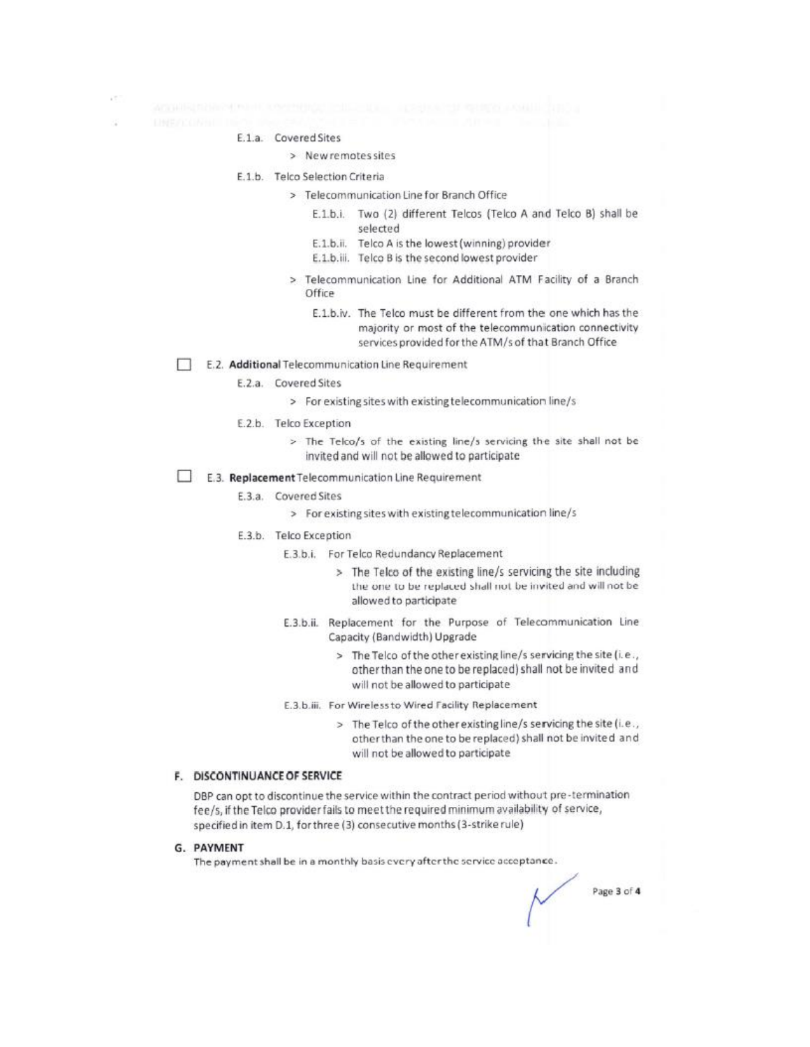E.1.a. Covered Sites

> New remotes sites

E.1.b. Telco Selection Criteria

> Telecommunication Line for Branch Office

E.1.b.i. Two (2) different Telcos (Telco A and Telco B) shall be selected

E.1.b.ii. Telco A is the lowest (winning) provider

E.1.b.iii. Telco B is the second lowest provider

> Telecommunication Line for Additional ATM Facility of a Branch Office

E.1.b.iv. The Telco must be different from the one which has the majority or most of the telecommunication connectivity services provided for the ATM/s of that Branch Office

☐ E.2. **Additional** Telecommunication Line Requirement

E.2.a. Covered Sites

> For existing sites with existing telecommunication line/s

E.2.b. Telco Exception

> The Telco/s of the existing line/s servicing the site shall not be invited and will not be allowed to participate

☐ E.3. **Replacement** Telecommunication Line Requirement

E.3.a. Covered Sites

> For existing sites with existing telecommunication line/s

E.3.b. Telco Exception

E.3.b.i. For Telco Redundancy Replacement

> The Telco of the existing line/s servicing the site including the one to be replaced shall not be invited and will not be allowed to participate

E.3.b.ii. Replacement for the Purpose of Telecommunication Line Capacity (Bandwidth) Upgrade

> The Telco of the other existing line/s servicing the site (i.e., other than the one to be replaced) shall not be invited and will not be allowed to participate

E.3.b.iii. For Wireless to Wired Facility Replacement

> The Telco of the other existing line/s servicing the site (i.e., other than the one to be replaced) shall not be invited and will not be allowed to participate

## F. DISCONTINUANCE OF SERVICE

DBP can opt to discontinue the service within the contract period without pre-termination fee/s, if the Telco provider fails to meet the required minimum availability of service, specified in item D.1, for three (3) consecutive months (3-strike rule)

## G. PAYMENT

The payment shall be in a monthly basis every after the service acceptance.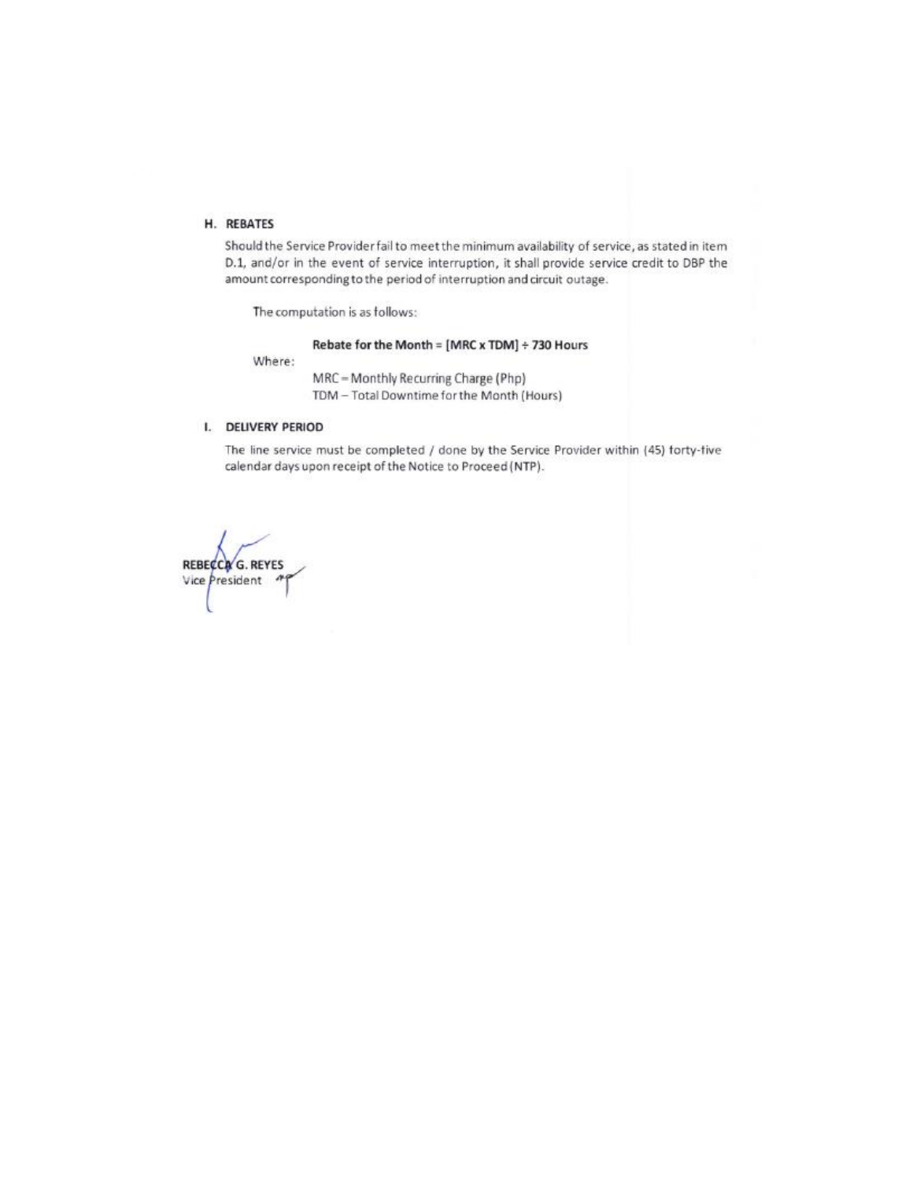## H. REBATES

Should the Service Provider fail to meet the minimum availability of service, as stated in item D.1, and/or in the event of service interruption, it shall provide service credit to DBP the amount corresponding to the period of interruption and circuit outage.

The computation is as follows:

**Rebate for the Month = [MRC x TDM] ÷ 730 Hours**

Where:

MRC = Monthly Recurring Charge (Php)
TDM – Total Downtime for the Month (Hours)

## I. DELIVERY PERIOD

The line service must be completed / done by the Service Provider within (45) forty-five calendar days upon receipt of the Notice to Proceed (NTP).

**REBECCA G. REYES**
Vice President